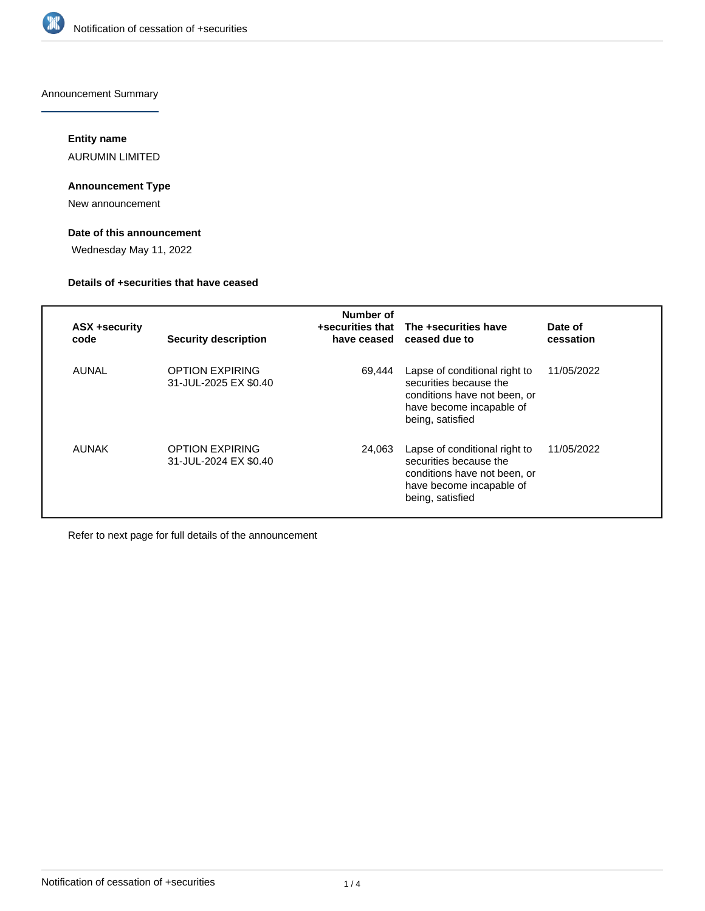## Announcement Summary

**Entity name**

AURUMIN LIMITED

**Announcement Type**

New announcement

**Date of this announcement**

Wednesday May 11, 2022

**Details of +securities that have ceased**

| ASX +security code | Security description | Number of +securities that have ceased | The +securities have ceased due to | Date of cessation |
|---|---|---|---|---|
| AUNAL | OPTION EXPIRING 31-JUL-2025 EX $0.40 | 69,444 | Lapse of conditional right to securities because the conditions have not been, or have become incapable of being, satisfied | 11/05/2022 |
| AUNAK | OPTION EXPIRING 31-JUL-2024 EX $0.40 | 24,063 | Lapse of conditional right to securities because the conditions have not been, or have become incapable of being, satisfied | 11/05/2022 |

Refer to next page for full details of the announcement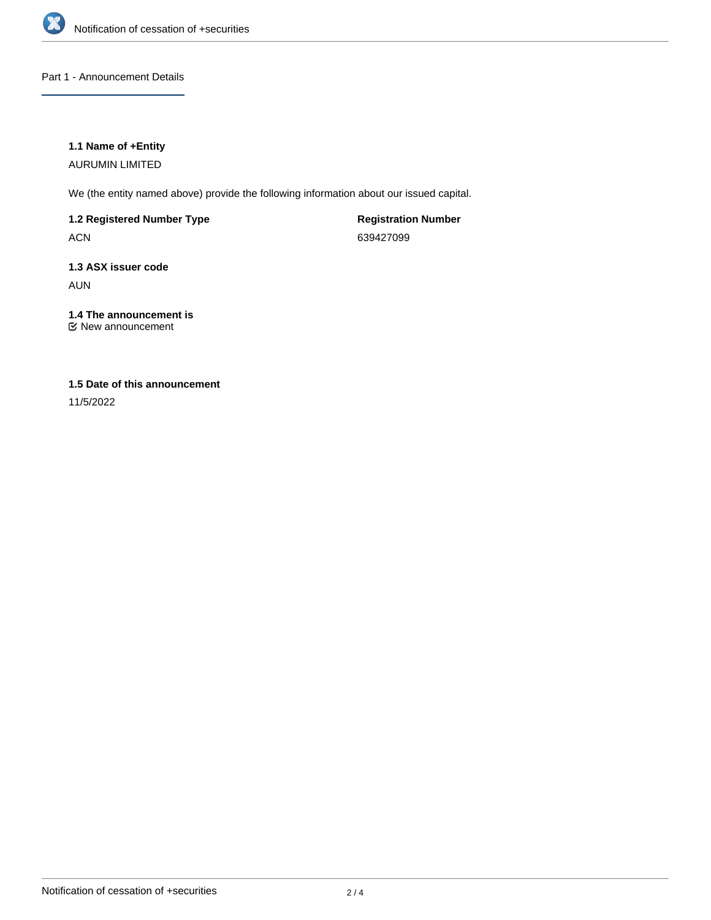## Part 1 - Announcement Details

### 1.1 Name of +Entity

AURUMIN LIMITED

We (the entity named above) provide the following information about our issued capital.

**1.2 Registered Number Type**

ACN

**Registration Number**

639427099

### 1.3 ASX issuer code

AUN

### 1.4 The announcement is

☑ New announcement

### 1.5 Date of this announcement

11/5/2022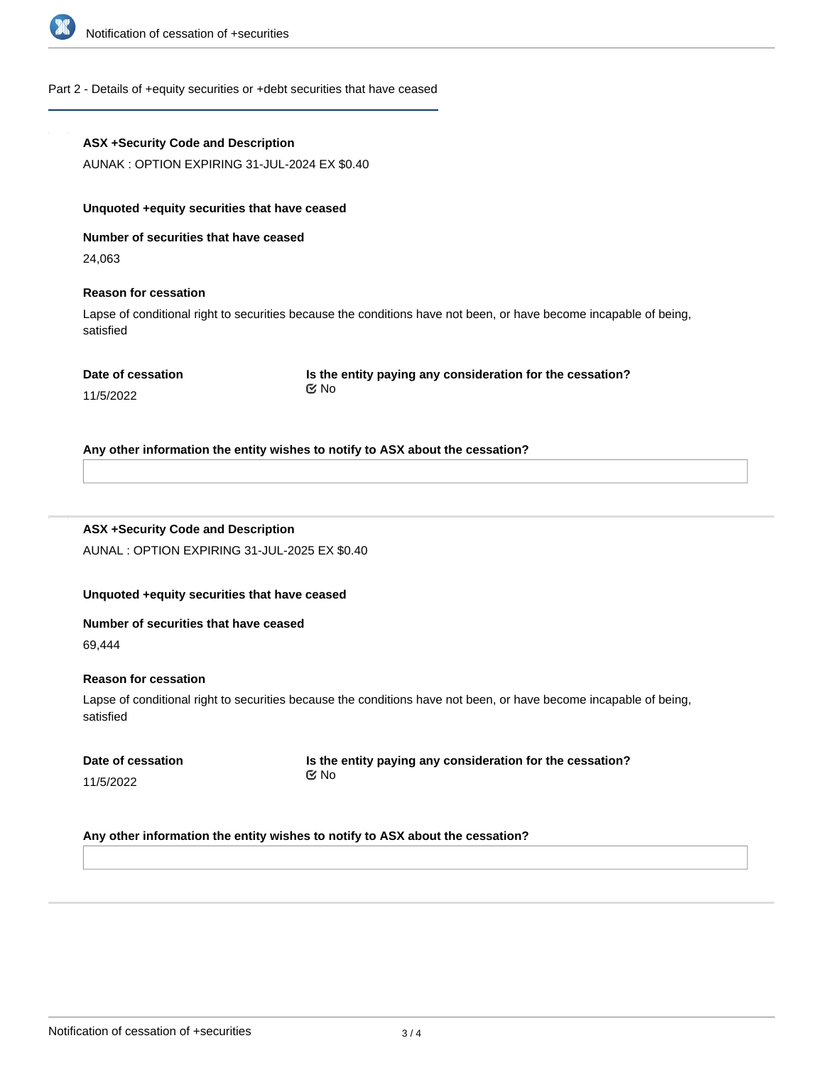## Part 2 - Details of +equity securities or +debt securities that have ceased

**ASX +Security Code and Description**

AUNAK : OPTION EXPIRING 31-JUL-2024 EX $0.40

**Unquoted +equity securities that have ceased**

**Number of securities that have ceased**

24,063

**Reason for cessation**

Lapse of conditional right to securities because the conditions have not been, or have become incapable of being, satisfied

**Date of cessation**

11/5/2022

**Is the entity paying any consideration for the cessation?**

No

**Any other information the entity wishes to notify to ASX about the cessation?**

---

**ASX +Security Code and Description**

AUNAL : OPTION EXPIRING 31-JUL-2025 EX $0.40

**Unquoted +equity securities that have ceased**

**Number of securities that have ceased**

69,444

**Reason for cessation**

Lapse of conditional right to securities because the conditions have not been, or have become incapable of being, satisfied

**Date of cessation**

11/5/2022

**Is the entity paying any consideration for the cessation?**

No

**Any other information the entity wishes to notify to ASX about the cessation?**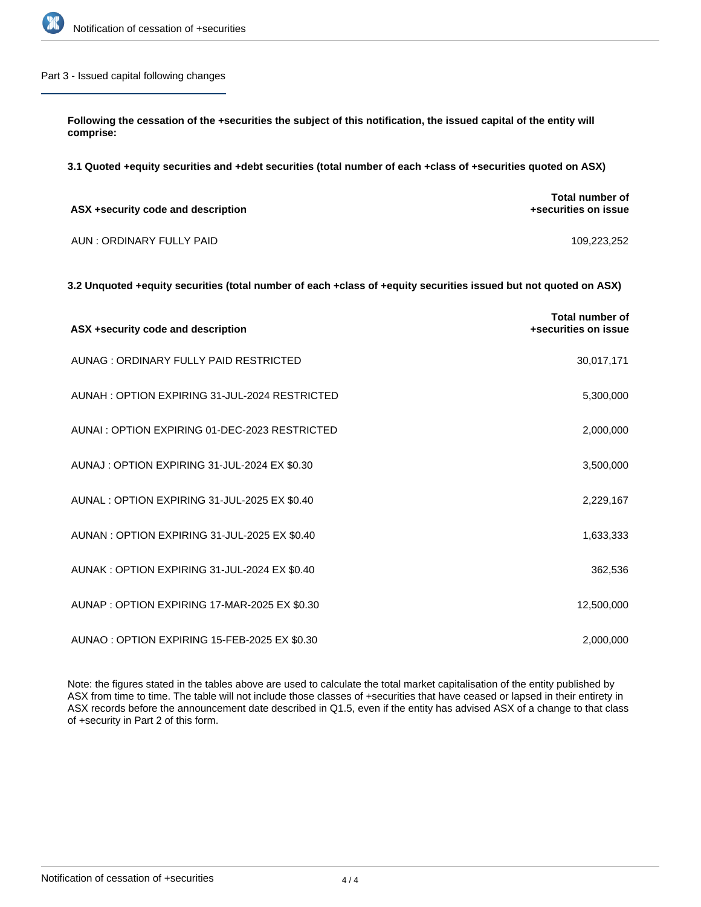## Part 3 - Issued capital following changes

**Following the cessation of the +securities the subject of this notification, the issued capital of the entity will comprise:**

**3.1 Quoted +equity securities and +debt securities (total number of each +class of +securities quoted on ASX)**

| ASX +security code and description | Total number of +securities on issue |
| --- | --- |
| AUN : ORDINARY FULLY PAID | 109,223,252 |

**3.2 Unquoted +equity securities (total number of each +class of +equity securities issued but not quoted on ASX)**

| ASX +security code and description | Total number of +securities on issue |
| --- | --- |
| AUNAG : ORDINARY FULLY PAID RESTRICTED | 30,017,171 |
| AUNAH : OPTION EXPIRING 31-JUL-2024 RESTRICTED | 5,300,000 |
| AUNAI : OPTION EXPIRING 01-DEC-2023 RESTRICTED | 2,000,000 |
| AUNAJ : OPTION EXPIRING 31-JUL-2024 EX $0.30 | 3,500,000 |
| AUNAL : OPTION EXPIRING 31-JUL-2025 EX $0.40 | 2,229,167 |
| AUNAN : OPTION EXPIRING 31-JUL-2025 EX $0.40 | 1,633,333 |
| AUNAK : OPTION EXPIRING 31-JUL-2024 EX $0.40 | 362,536 |
| AUNAP : OPTION EXPIRING 17-MAR-2025 EX $0.30 | 12,500,000 |
| AUNAO : OPTION EXPIRING 15-FEB-2025 EX $0.30 | 2,000,000 |

Note: the figures stated in the tables above are used to calculate the total market capitalisation of the entity published by ASX from time to time. The table will not include those classes of +securities that have ceased or lapsed in their entirety in ASX records before the announcement date described in Q1.5, even if the entity has advised ASX of a change to that class of +security in Part 2 of this form.